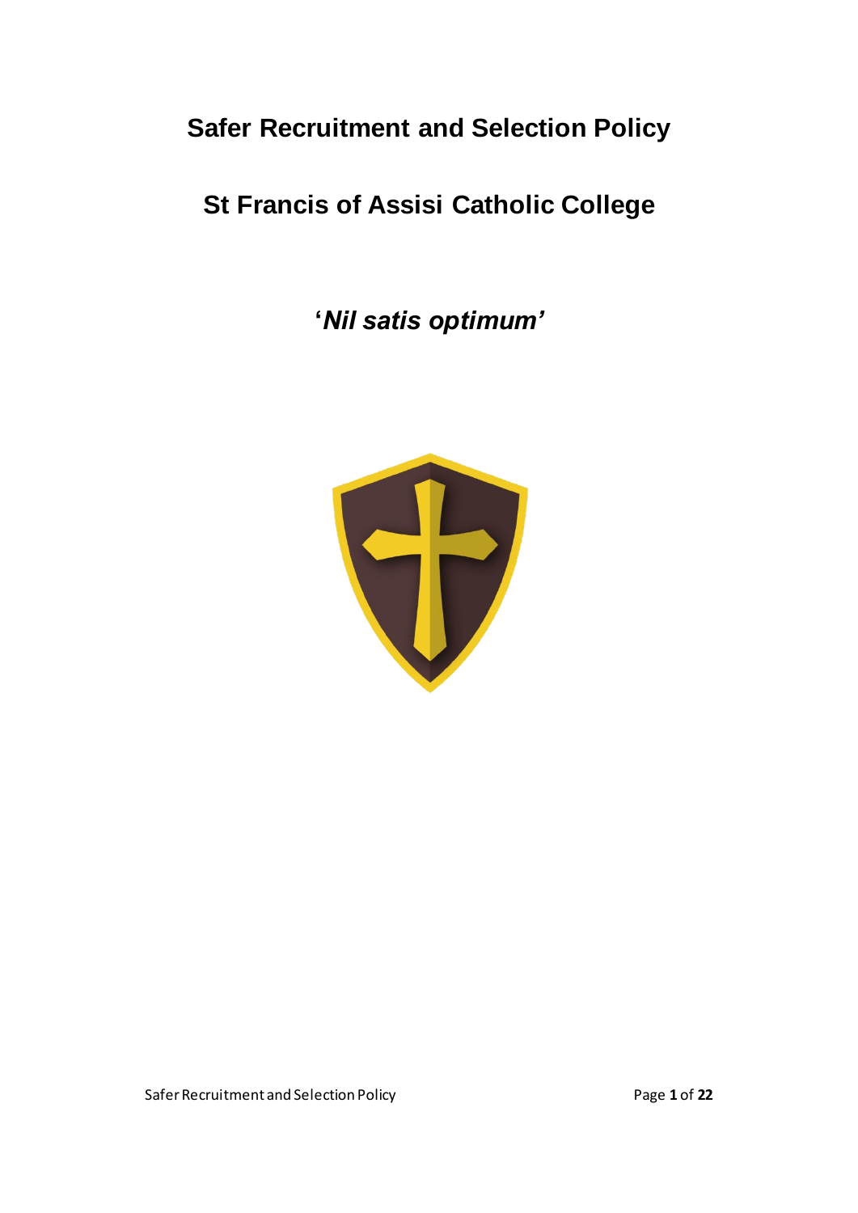# Safer Recruitment and Selection Policy

## St Francis of Assisi Catholic College

***'Nil satis optimum'***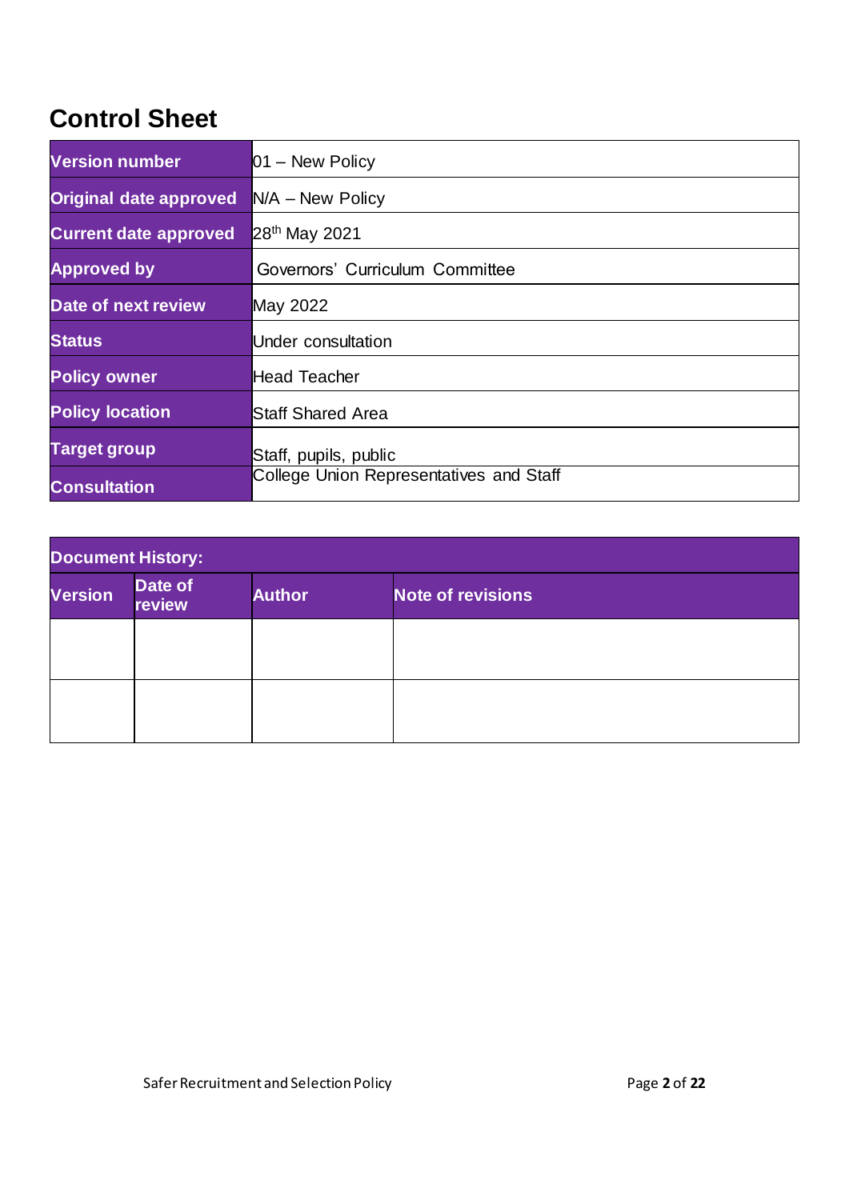# Control Sheet

| | |
|---|---|
| **Version number** | 01 – New Policy |
| **Original date approved** | N/A – New Policy |
| **Current date approved** | 28th May 2021 |
| **Approved by** | Governors' Curriculum Committee |
| **Date of next review** | May 2022 |
| **Status** | Under consultation |
| **Policy owner** | Head Teacher |
| **Policy location** | Staff Shared Area |
| **Target group** | Staff, pupils, public |
| **Consultation** | College Union Representatives and Staff |

| **Document History:** | | | |
|---|---|---|---|
| **Version** | **Date of review** | **Author** | **Note of revisions** |
| | | | |
| | | | |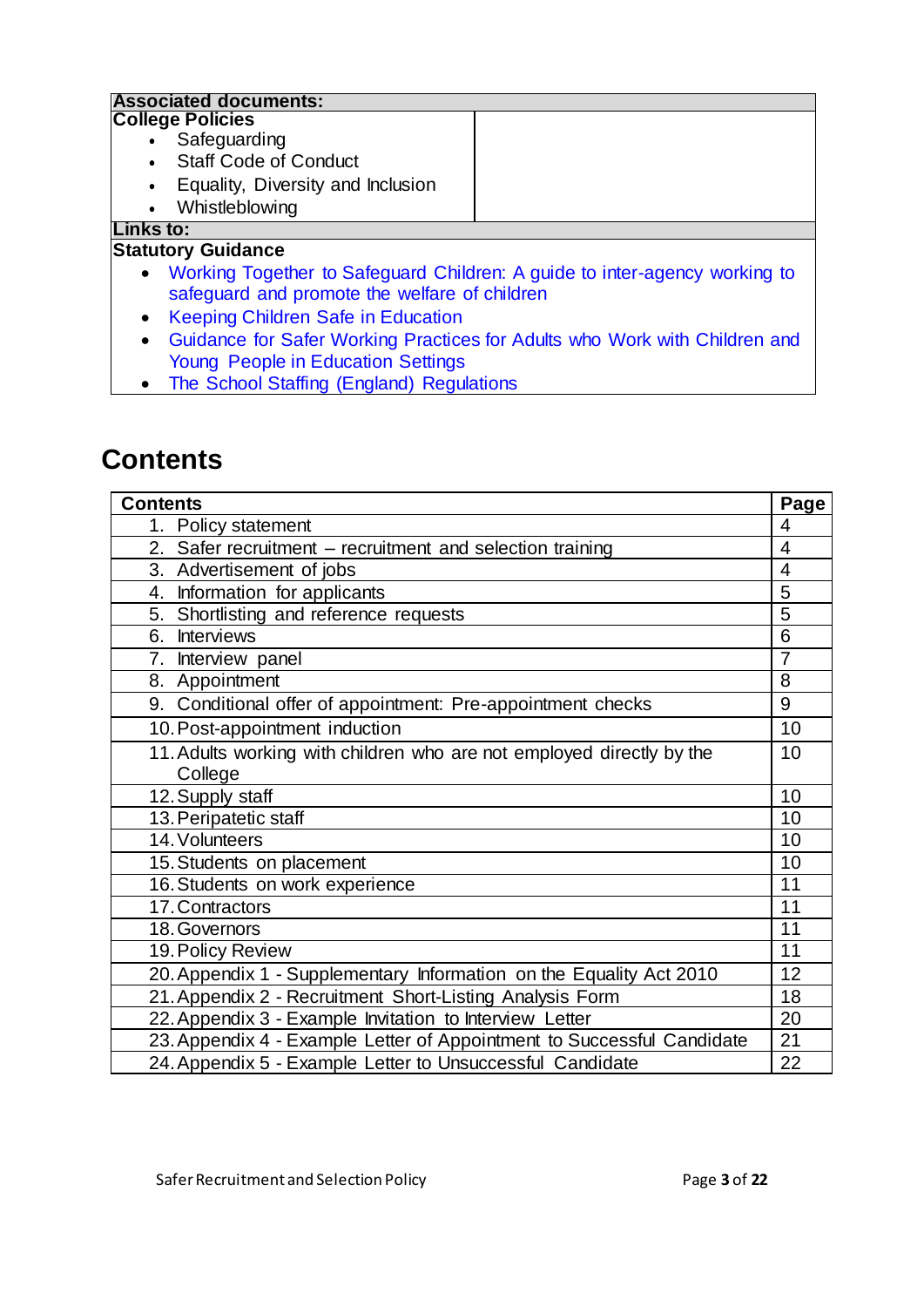| **Associated documents:** | |
| --- | --- |
| **College Policies**<br>• Safeguarding<br>• Staff Code of Conduct<br>• Equality, Diversity and Inclusion<br>• Whistleblowing | |
| **Links to:** | |
| **Statutory Guidance**<br>• Working Together to Safeguard Children: A guide to inter-agency working to safeguard and promote the welfare of children<br>• Keeping Children Safe in Education<br>• Guidance for Safer Working Practices for Adults who Work with Children and Young People in Education Settings<br>• The School Staffing (England) Regulations | |

# Contents

| Contents | Page |
| --- | --- |
| 1. Policy statement | 4 |
| 2. Safer recruitment – recruitment and selection training | 4 |
| 3. Advertisement of jobs | 4 |
| 4. Information for applicants | 5 |
| 5. Shortlisting and reference requests | 5 |
| 6. Interviews | 6 |
| 7. Interview panel | 7 |
| 8. Appointment | 8 |
| 9. Conditional offer of appointment: Pre-appointment checks | 9 |
| 10. Post-appointment induction | 10 |
| 11. Adults working with children who are not employed directly by the College | 10 |
| 12. Supply staff | 10 |
| 13. Peripatetic staff | 10 |
| 14. Volunteers | 10 |
| 15. Students on placement | 10 |
| 16. Students on work experience | 11 |
| 17. Contractors | 11 |
| 18. Governors | 11 |
| 19. Policy Review | 11 |
| 20. Appendix 1 - Supplementary Information on the Equality Act 2010 | 12 |
| 21. Appendix 2 - Recruitment Short-Listing Analysis Form | 18 |
| 22. Appendix 3 - Example Invitation to Interview Letter | 20 |
| 23. Appendix 4 - Example Letter of Appointment to Successful Candidate | 21 |
| 24. Appendix 5 - Example Letter to Unsuccessful Candidate | 22 |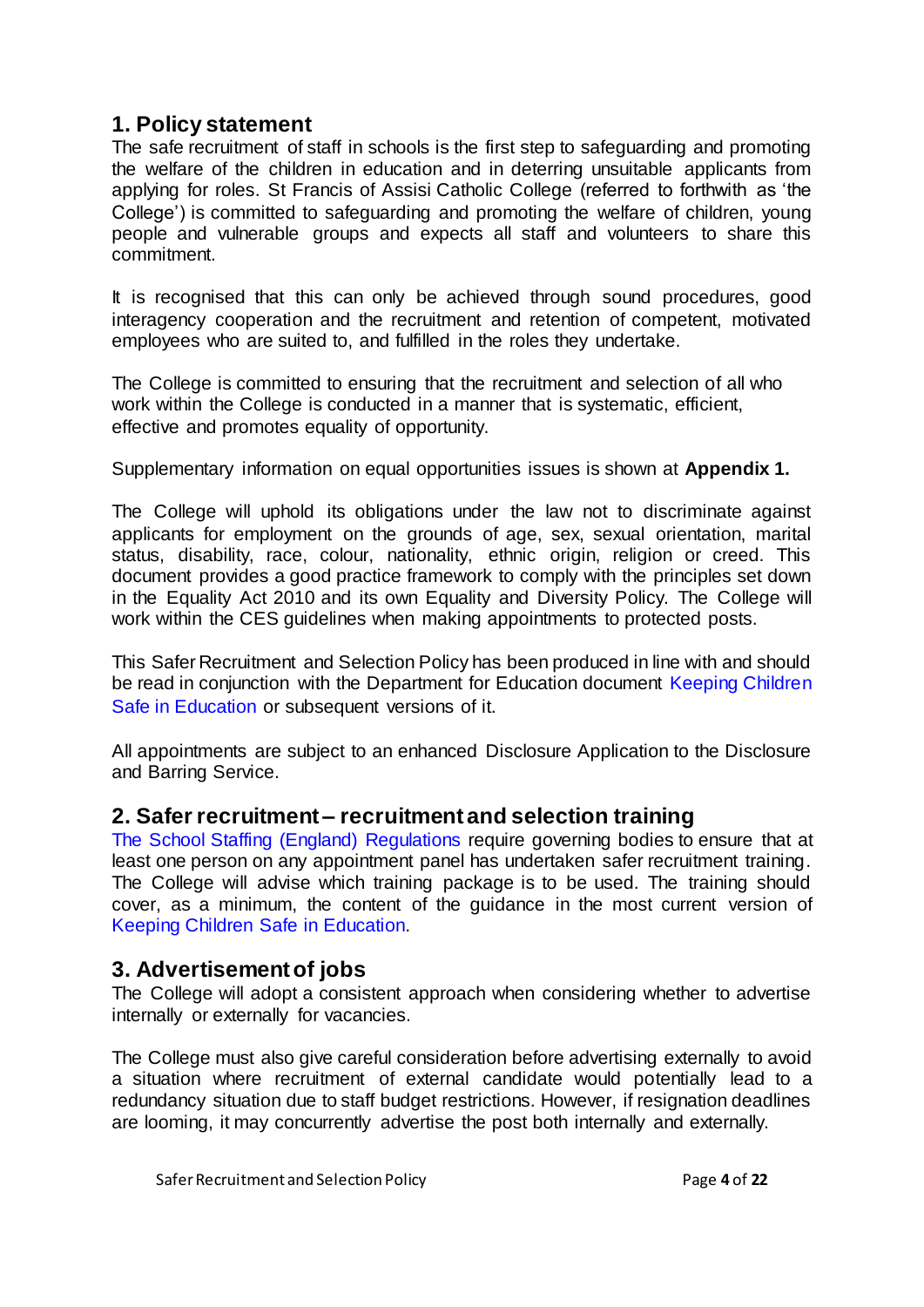## 1. Policy statement

The safe recruitment of staff in schools is the first step to safeguarding and promoting the welfare of the children in education and in deterring unsuitable applicants from applying for roles. St Francis of Assisi Catholic College (referred to forthwith as 'the College') is committed to safeguarding and promoting the welfare of children, young people and vulnerable groups and expects all staff and volunteers to share this commitment.

It is recognised that this can only be achieved through sound procedures, good interagency cooperation and the recruitment and retention of competent, motivated employees who are suited to, and fulfilled in the roles they undertake.

The College is committed to ensuring that the recruitment and selection of all who work within the College is conducted in a manner that is systematic, efficient, effective and promotes equality of opportunity.

Supplementary information on equal opportunities issues is shown at **Appendix 1.**

The College will uphold its obligations under the law not to discriminate against applicants for employment on the grounds of age, sex, sexual orientation, marital status, disability, race, colour, nationality, ethnic origin, religion or creed. This document provides a good practice framework to comply with the principles set down in the Equality Act 2010 and its own Equality and Diversity Policy. The College will work within the CES guidelines when making appointments to protected posts.

This Safer Recruitment and Selection Policy has been produced in line with and should be read in conjunction with the Department for Education document Keeping Children Safe in Education or subsequent versions of it.

All appointments are subject to an enhanced Disclosure Application to the Disclosure and Barring Service.

## 2. Safer recruitment – recruitment and selection training

The School Staffing (England) Regulations require governing bodies to ensure that at least one person on any appointment panel has undertaken safer recruitment training. The College will advise which training package is to be used. The training should cover, as a minimum, the content of the guidance in the most current version of Keeping Children Safe in Education.

## 3. Advertisement of jobs

The College will adopt a consistent approach when considering whether to advertise internally or externally for vacancies.

The College must also give careful consideration before advertising externally to avoid a situation where recruitment of external candidate would potentially lead to a redundancy situation due to staff budget restrictions. However, if resignation deadlines are looming, it may concurrently advertise the post both internally and externally.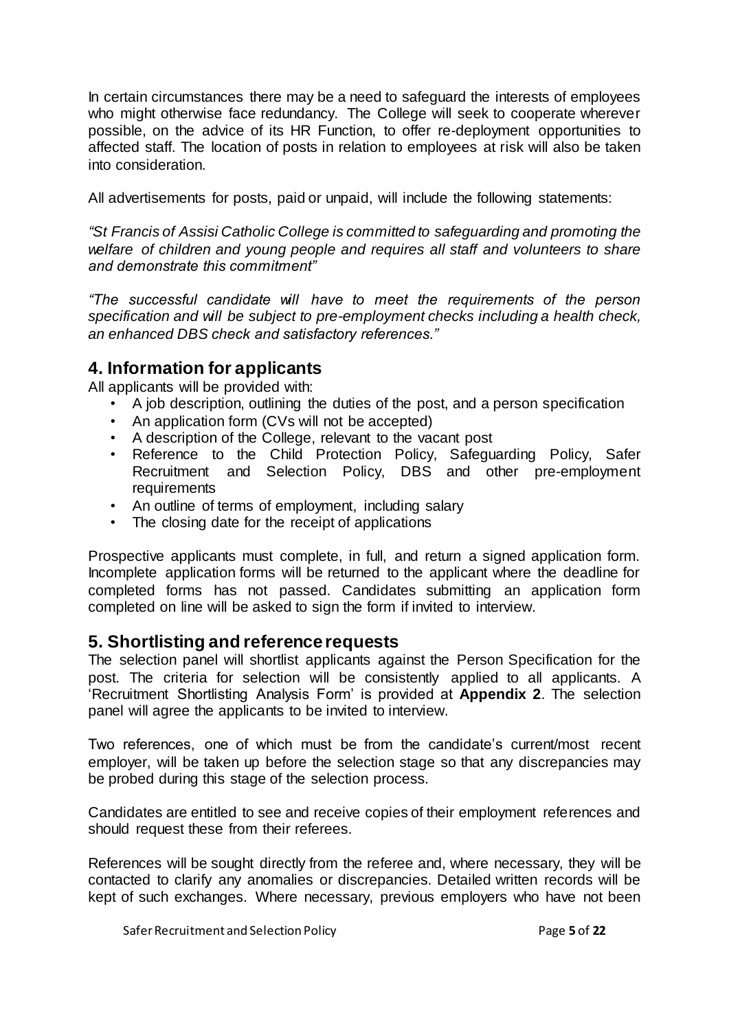In certain circumstances there may be a need to safeguard the interests of employees who might otherwise face redundancy. The College will seek to cooperate wherever possible, on the advice of its HR Function, to offer re-deployment opportunities to affected staff. The location of posts in relation to employees at risk will also be taken into consideration.

All advertisements for posts, paid or unpaid, will include the following statements:

*"St Francis of Assisi Catholic College is committed to safeguarding and promoting the welfare of children and young people and requires all staff and volunteers to share and demonstrate this commitment"*

*"The successful candidate will have to meet the requirements of the person specification and will be subject to pre-employment checks including a health check, an enhanced DBS check and satisfactory references."*

## 4. Information for applicants

All applicants will be provided with:

- A job description, outlining the duties of the post, and a person specification
- An application form (CVs will not be accepted)
- A description of the College, relevant to the vacant post
- Reference to the Child Protection Policy, Safeguarding Policy, Safer Recruitment and Selection Policy, DBS and other pre-employment requirements
- An outline of terms of employment, including salary
- The closing date for the receipt of applications

Prospective applicants must complete, in full, and return a signed application form. Incomplete application forms will be returned to the applicant where the deadline for completed forms has not passed. Candidates submitting an application form completed on line will be asked to sign the form if invited to interview.

## 5. Shortlisting and reference requests

The selection panel will shortlist applicants against the Person Specification for the post. The criteria for selection will be consistently applied to all applicants. A 'Recruitment Shortlisting Analysis Form' is provided at **Appendix 2**. The selection panel will agree the applicants to be invited to interview.

Two references, one of which must be from the candidate's current/most recent employer, will be taken up before the selection stage so that any discrepancies may be probed during this stage of the selection process.

Candidates are entitled to see and receive copies of their employment references and should request these from their referees.

References will be sought directly from the referee and, where necessary, they will be contacted to clarify any anomalies or discrepancies. Detailed written records will be kept of such exchanges. Where necessary, previous employers who have not been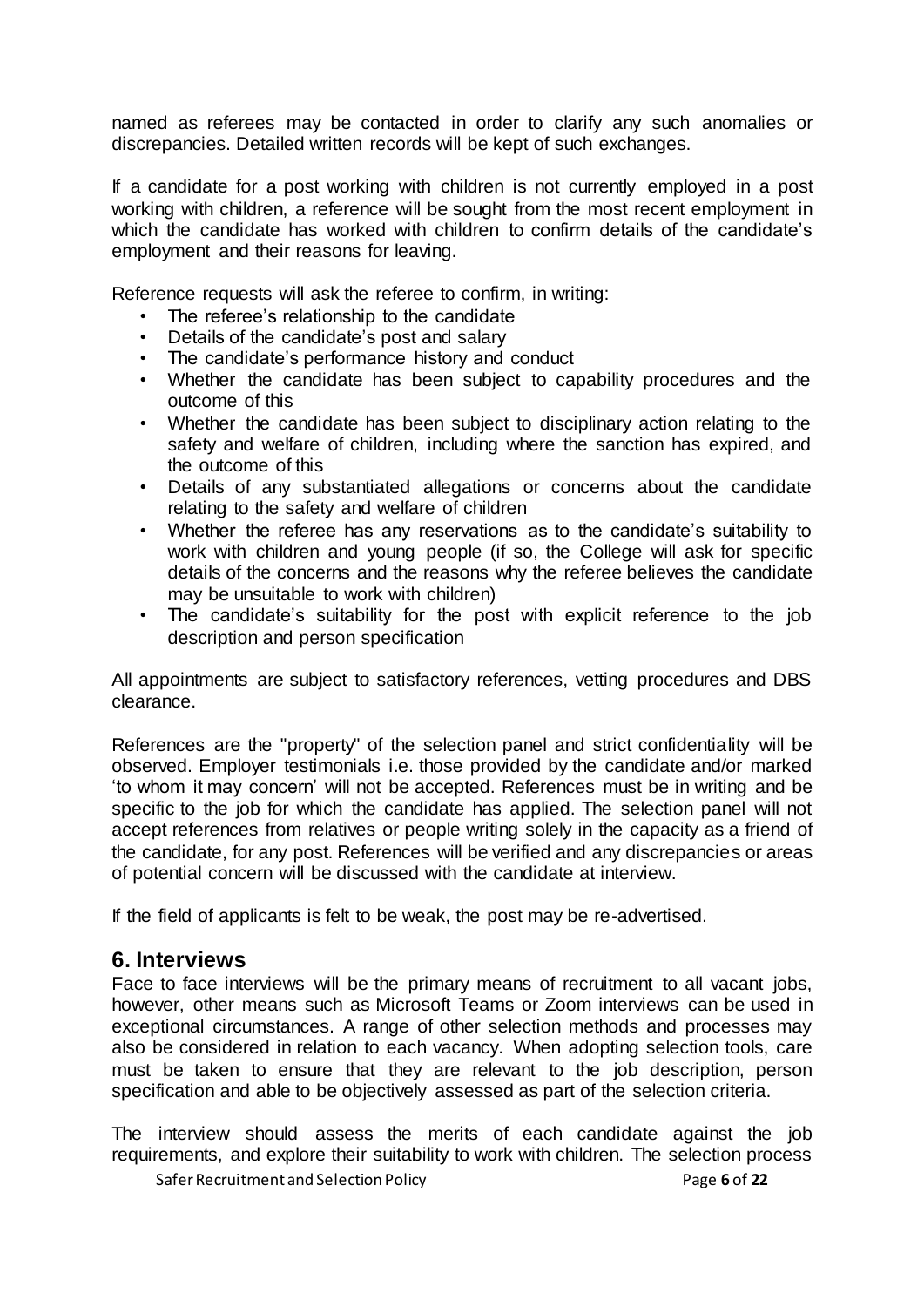named as referees may be contacted in order to clarify any such anomalies or discrepancies. Detailed written records will be kept of such exchanges.

If a candidate for a post working with children is not currently employed in a post working with children, a reference will be sought from the most recent employment in which the candidate has worked with children to confirm details of the candidate's employment and their reasons for leaving.

Reference requests will ask the referee to confirm, in writing:

- The referee's relationship to the candidate
- Details of the candidate's post and salary
- The candidate's performance history and conduct
- Whether the candidate has been subject to capability procedures and the outcome of this
- Whether the candidate has been subject to disciplinary action relating to the safety and welfare of children, including where the sanction has expired, and the outcome of this
- Details of any substantiated allegations or concerns about the candidate relating to the safety and welfare of children
- Whether the referee has any reservations as to the candidate's suitability to work with children and young people (if so, the College will ask for specific details of the concerns and the reasons why the referee believes the candidate may be unsuitable to work with children)
- The candidate's suitability for the post with explicit reference to the job description and person specification

All appointments are subject to satisfactory references, vetting procedures and DBS clearance.

References are the "property" of the selection panel and strict confidentiality will be observed. Employer testimonials i.e. those provided by the candidate and/or marked 'to whom it may concern' will not be accepted. References must be in writing and be specific to the job for which the candidate has applied. The selection panel will not accept references from relatives or people writing solely in the capacity as a friend of the candidate, for any post. References will be verified and any discrepancies or areas of potential concern will be discussed with the candidate at interview.

If the field of applicants is felt to be weak, the post may be re-advertised.

## 6. Interviews

Face to face interviews will be the primary means of recruitment to all vacant jobs, however, other means such as Microsoft Teams or Zoom interviews can be used in exceptional circumstances. A range of other selection methods and processes may also be considered in relation to each vacancy. When adopting selection tools, care must be taken to ensure that they are relevant to the job description, person specification and able to be objectively assessed as part of the selection criteria.

The interview should assess the merits of each candidate against the job requirements, and explore their suitability to work with children. The selection process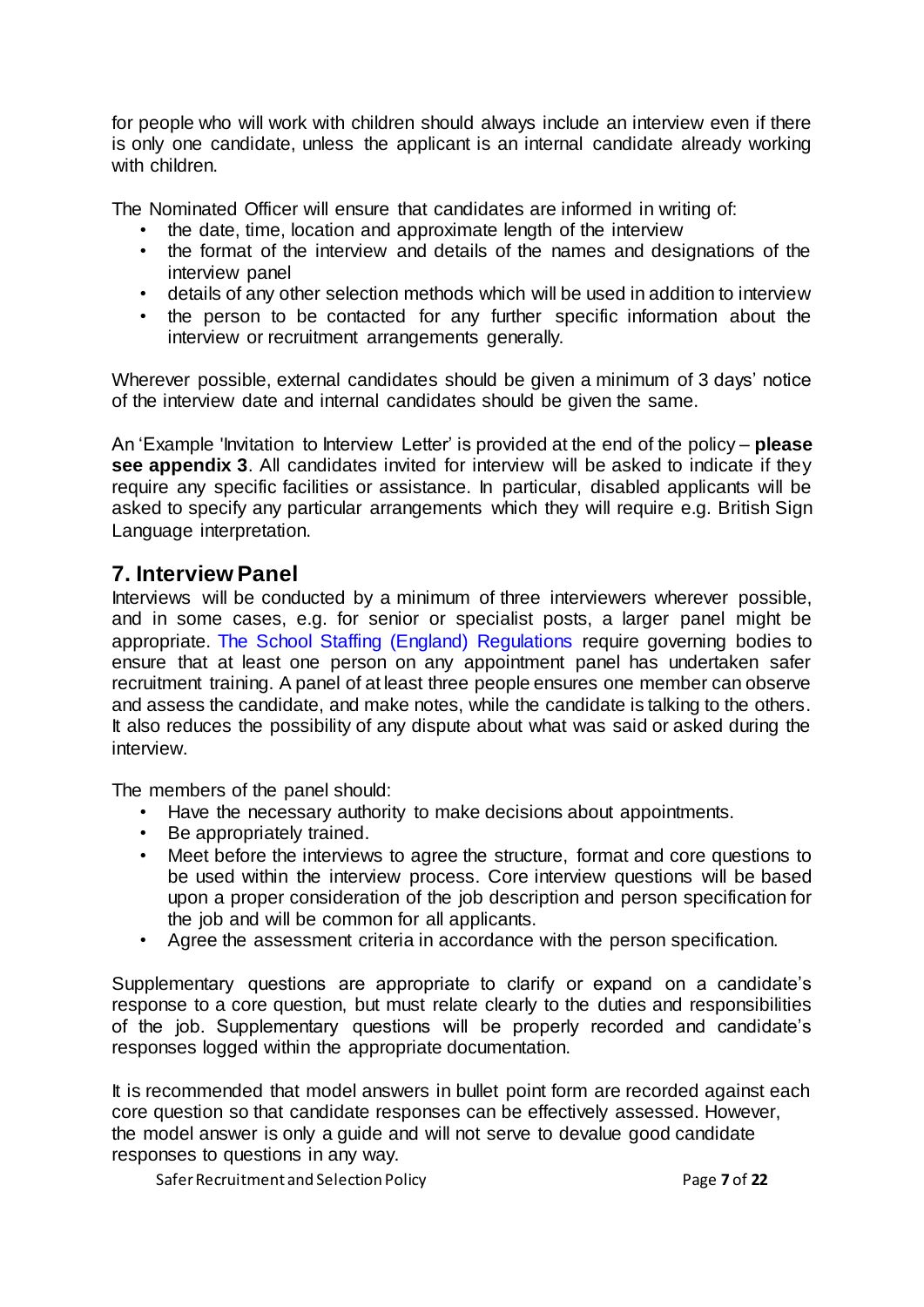for people who will work with children should always include an interview even if there is only one candidate, unless the applicant is an internal candidate already working with children.

The Nominated Officer will ensure that candidates are informed in writing of:

- the date, time, location and approximate length of the interview
- the format of the interview and details of the names and designations of the interview panel
- details of any other selection methods which will be used in addition to interview
- the person to be contacted for any further specific information about the interview or recruitment arrangements generally.

Wherever possible, external candidates should be given a minimum of 3 days' notice of the interview date and internal candidates should be given the same.

An 'Example 'Invitation to Interview Letter' is provided at the end of the policy – **please see appendix 3**. All candidates invited for interview will be asked to indicate if they require any specific facilities or assistance. In particular, disabled applicants will be asked to specify any particular arrangements which they will require e.g. British Sign Language interpretation.

## 7. Interview Panel

Interviews will be conducted by a minimum of three interviewers wherever possible, and in some cases, e.g. for senior or specialist posts, a larger panel might be appropriate. The School Staffing (England) Regulations require governing bodies to ensure that at least one person on any appointment panel has undertaken safer recruitment training. A panel of at least three people ensures one member can observe and assess the candidate, and make notes, while the candidate is talking to the others. It also reduces the possibility of any dispute about what was said or asked during the interview.

The members of the panel should:

- Have the necessary authority to make decisions about appointments.
- Be appropriately trained.
- Meet before the interviews to agree the structure, format and core questions to be used within the interview process. Core interview questions will be based upon a proper consideration of the job description and person specification for the job and will be common for all applicants.
- Agree the assessment criteria in accordance with the person specification.

Supplementary questions are appropriate to clarify or expand on a candidate's response to a core question, but must relate clearly to the duties and responsibilities of the job. Supplementary questions will be properly recorded and candidate's responses logged within the appropriate documentation.

It is recommended that model answers in bullet point form are recorded against each core question so that candidate responses can be effectively assessed. However, the model answer is only a guide and will not serve to devalue good candidate responses to questions in any way.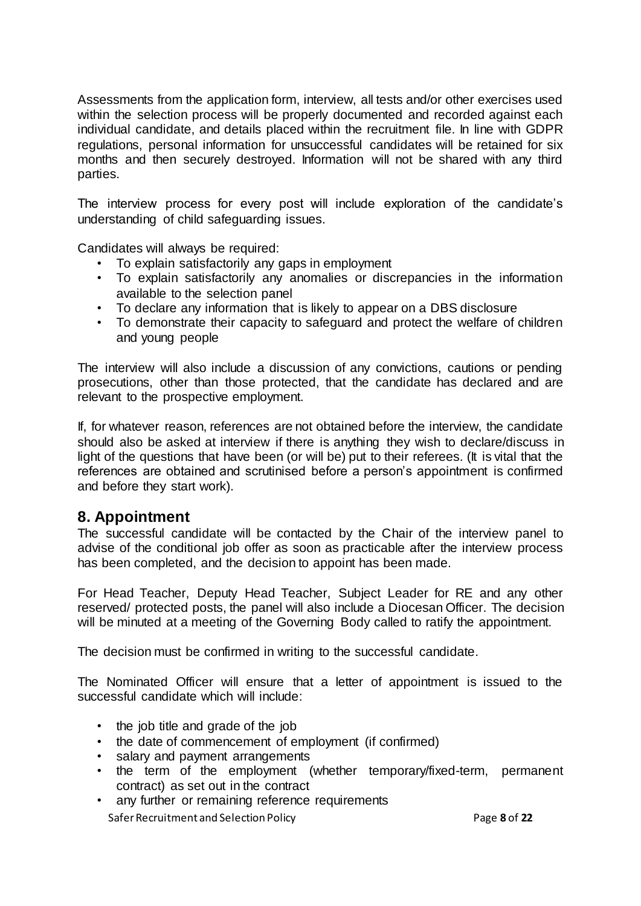Assessments from the application form, interview, all tests and/or other exercises used within the selection process will be properly documented and recorded against each individual candidate, and details placed within the recruitment file. In line with GDPR regulations, personal information for unsuccessful candidates will be retained for six months and then securely destroyed. Information will not be shared with any third parties.

The interview process for every post will include exploration of the candidate's understanding of child safeguarding issues.

Candidates will always be required:

- To explain satisfactorily any gaps in employment
- To explain satisfactorily any anomalies or discrepancies in the information available to the selection panel
- To declare any information that is likely to appear on a DBS disclosure
- To demonstrate their capacity to safeguard and protect the welfare of children and young people

The interview will also include a discussion of any convictions, cautions or pending prosecutions, other than those protected, that the candidate has declared and are relevant to the prospective employment.

If, for whatever reason, references are not obtained before the interview, the candidate should also be asked at interview if there is anything they wish to declare/discuss in light of the questions that have been (or will be) put to their referees. (It is vital that the references are obtained and scrutinised before a person's appointment is confirmed and before they start work).

## 8. Appointment

The successful candidate will be contacted by the Chair of the interview panel to advise of the conditional job offer as soon as practicable after the interview process has been completed, and the decision to appoint has been made.

For Head Teacher, Deputy Head Teacher, Subject Leader for RE and any other reserved/ protected posts, the panel will also include a Diocesan Officer. The decision will be minuted at a meeting of the Governing Body called to ratify the appointment.

The decision must be confirmed in writing to the successful candidate.

The Nominated Officer will ensure that a letter of appointment is issued to the successful candidate which will include:

- the job title and grade of the job
- the date of commencement of employment (if confirmed)
- salary and payment arrangements
- the term of the employment (whether temporary/fixed-term, permanent contract) as set out in the contract
- any further or remaining reference requirements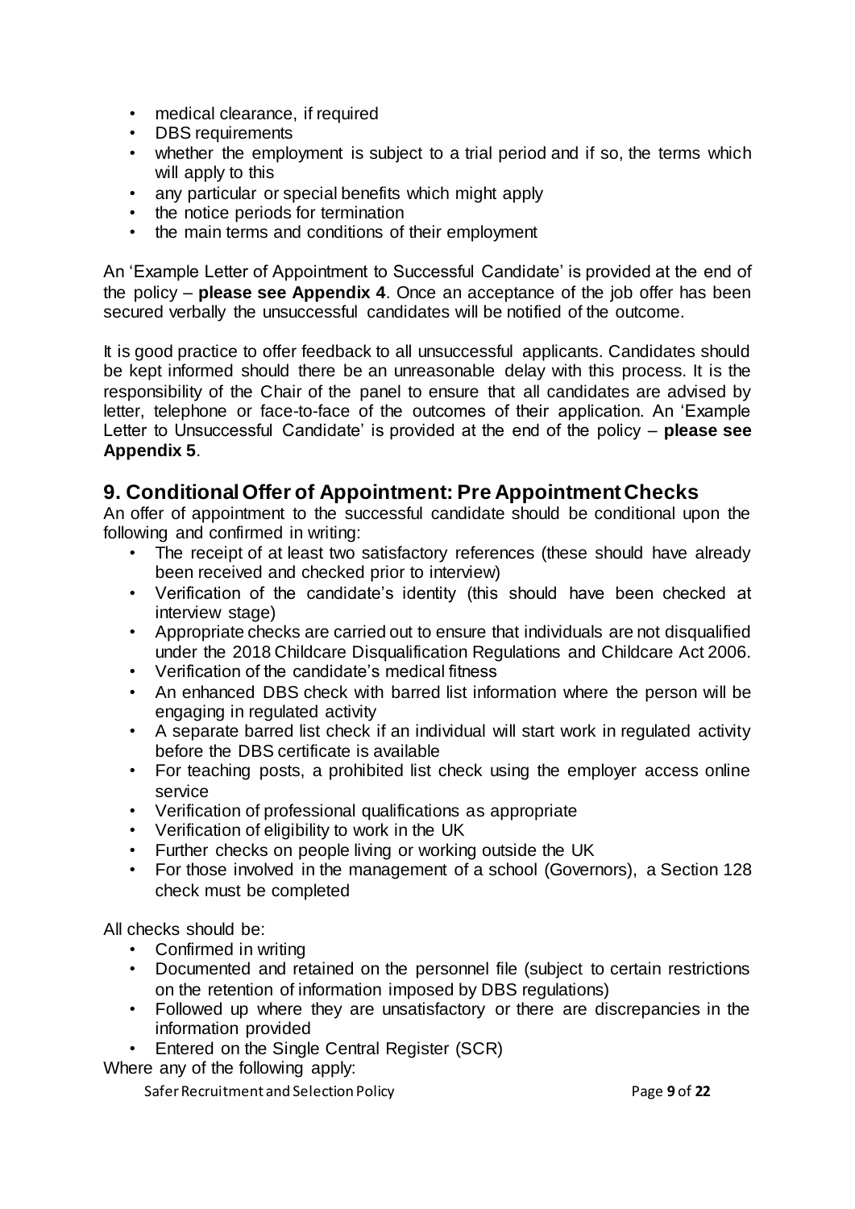- medical clearance, if required
- DBS requirements
- whether the employment is subject to a trial period and if so, the terms which will apply to this
- any particular or special benefits which might apply
- the notice periods for termination
- the main terms and conditions of their employment

An 'Example Letter of Appointment to Successful Candidate' is provided at the end of the policy – **please see Appendix 4**. Once an acceptance of the job offer has been secured verbally the unsuccessful candidates will be notified of the outcome.

It is good practice to offer feedback to all unsuccessful applicants. Candidates should be kept informed should there be an unreasonable delay with this process. It is the responsibility of the Chair of the panel to ensure that all candidates are advised by letter, telephone or face-to-face of the outcomes of their application. An 'Example Letter to Unsuccessful Candidate' is provided at the end of the policy – **please see Appendix 5**.

## 9. Conditional Offer of Appointment: Pre Appointment Checks

An offer of appointment to the successful candidate should be conditional upon the following and confirmed in writing:

- The receipt of at least two satisfactory references (these should have already been received and checked prior to interview)
- Verification of the candidate's identity (this should have been checked at interview stage)
- Appropriate checks are carried out to ensure that individuals are not disqualified under the 2018 Childcare Disqualification Regulations and Childcare Act 2006.
- Verification of the candidate's medical fitness
- An enhanced DBS check with barred list information where the person will be engaging in regulated activity
- A separate barred list check if an individual will start work in regulated activity before the DBS certificate is available
- For teaching posts, a prohibited list check using the employer access online service
- Verification of professional qualifications as appropriate
- Verification of eligibility to work in the UK
- Further checks on people living or working outside the UK
- For those involved in the management of a school (Governors), a Section 128 check must be completed

All checks should be:

- Confirmed in writing
- Documented and retained on the personnel file (subject to certain restrictions on the retention of information imposed by DBS regulations)
- Followed up where they are unsatisfactory or there are discrepancies in the information provided
- Entered on the Single Central Register (SCR)

Where any of the following apply: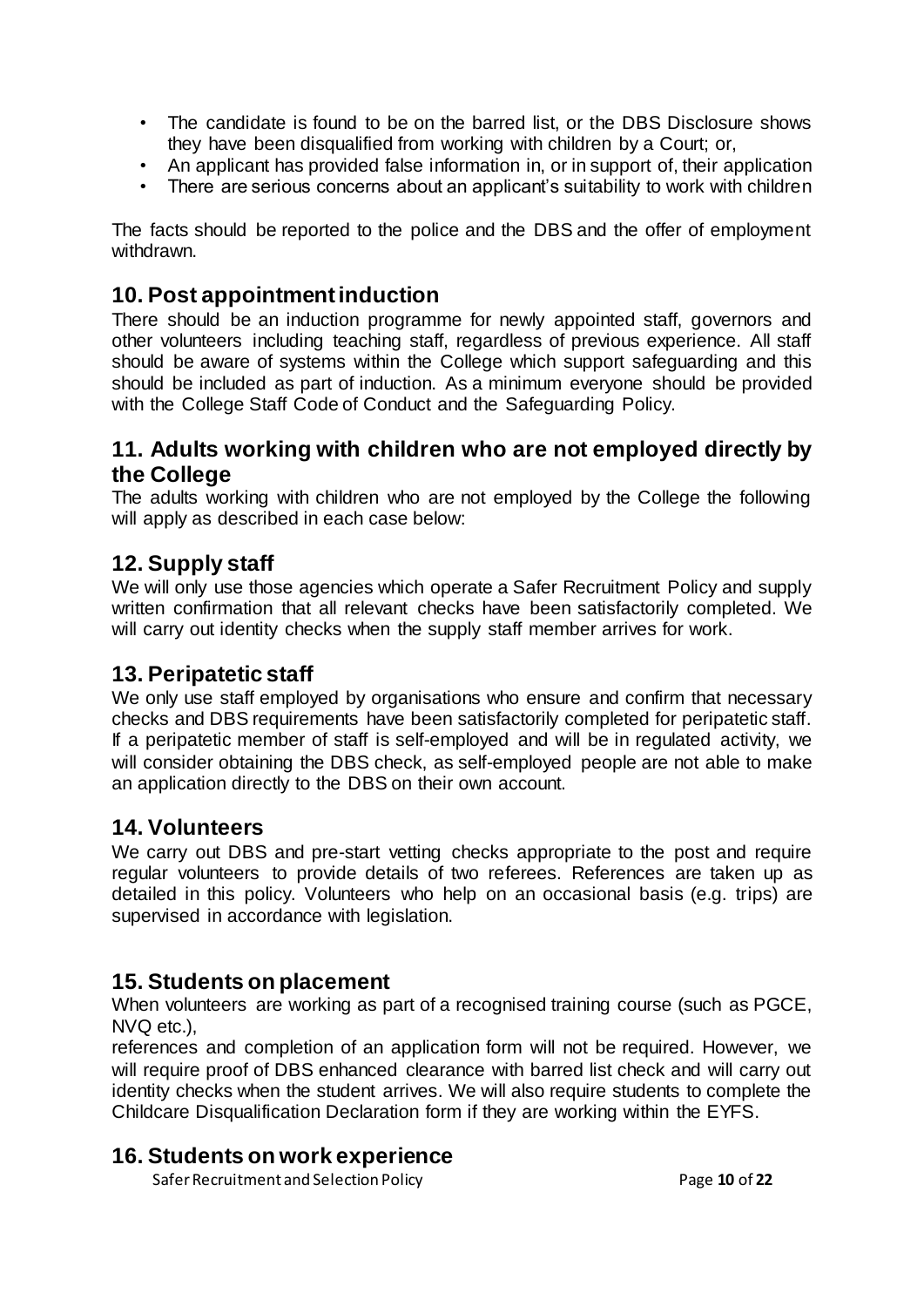- The candidate is found to be on the barred list, or the DBS Disclosure shows they have been disqualified from working with children by a Court; or,
- An applicant has provided false information in, or in support of, their application
- There are serious concerns about an applicant's suitability to work with children

The facts should be reported to the police and the DBS and the offer of employment withdrawn.

## 10. Post appointment induction

There should be an induction programme for newly appointed staff, governors and other volunteers including teaching staff, regardless of previous experience. All staff should be aware of systems within the College which support safeguarding and this should be included as part of induction. As a minimum everyone should be provided with the College Staff Code of Conduct and the Safeguarding Policy.

## 11. Adults working with children who are not employed directly by the College

The adults working with children who are not employed by the College the following will apply as described in each case below:

## 12. Supply staff

We will only use those agencies which operate a Safer Recruitment Policy and supply written confirmation that all relevant checks have been satisfactorily completed. We will carry out identity checks when the supply staff member arrives for work.

## 13. Peripatetic staff

We only use staff employed by organisations who ensure and confirm that necessary checks and DBS requirements have been satisfactorily completed for peripatetic staff. If a peripatetic member of staff is self-employed and will be in regulated activity, we will consider obtaining the DBS check, as self-employed people are not able to make an application directly to the DBS on their own account.

## 14. Volunteers

We carry out DBS and pre-start vetting checks appropriate to the post and require regular volunteers to provide details of two referees. References are taken up as detailed in this policy. Volunteers who help on an occasional basis (e.g. trips) are supervised in accordance with legislation.

## 15. Students on placement

When volunteers are working as part of a recognised training course (such as PGCE, NVQ etc.),
references and completion of an application form will not be required. However, we will require proof of DBS enhanced clearance with barred list check and will carry out identity checks when the student arrives. We will also require students to complete the Childcare Disqualification Declaration form if they are working within the EYFS.

## 16. Students on work experience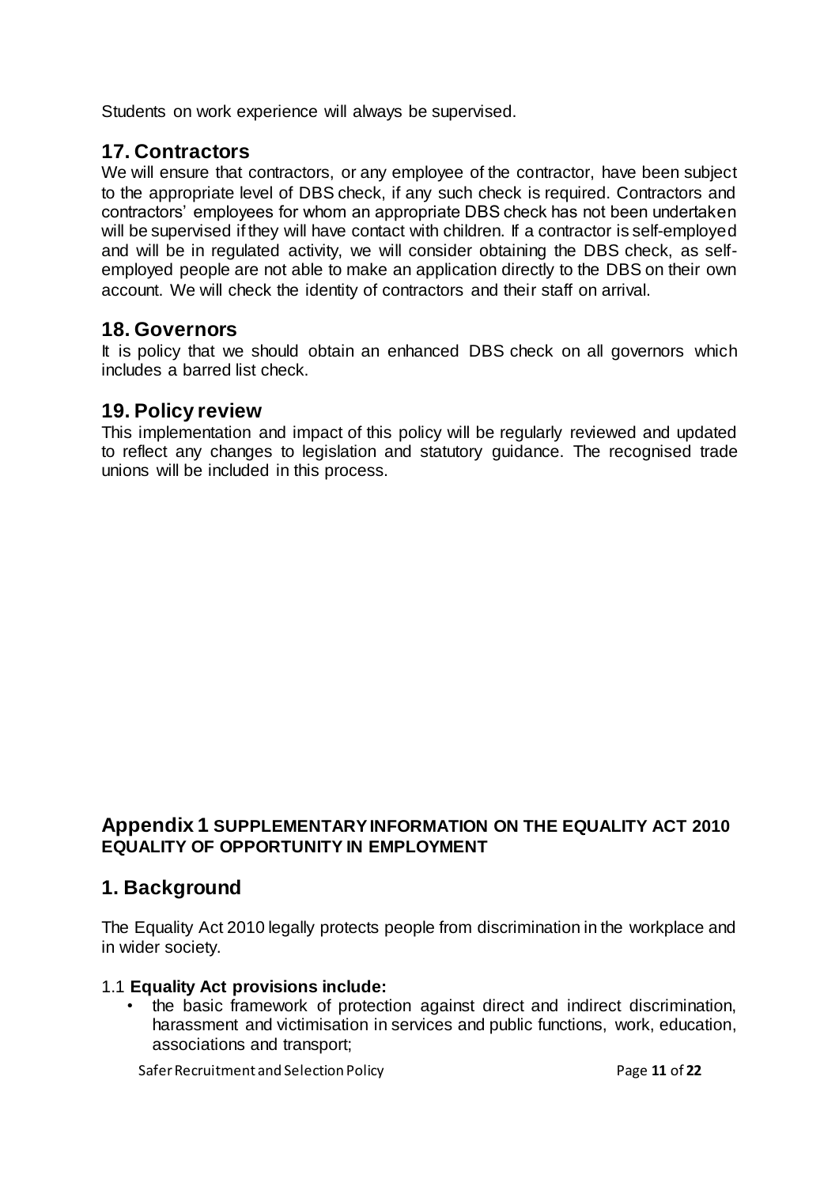Students on work experience will always be supervised.

## 17. Contractors

We will ensure that contractors, or any employee of the contractor, have been subject to the appropriate level of DBS check, if any such check is required. Contractors and contractors' employees for whom an appropriate DBS check has not been undertaken will be supervised if they will have contact with children. If a contractor is self-employed and will be in regulated activity, we will consider obtaining the DBS check, as self-employed people are not able to make an application directly to the DBS on their own account. We will check the identity of contractors and their staff on arrival.

## 18. Governors

It is policy that we should obtain an enhanced DBS check on all governors which includes a barred list check.

## 19. Policy review

This implementation and impact of this policy will be regularly reviewed and updated to reflect any changes to legislation and statutory guidance. The recognised trade unions will be included in this process.

## Appendix 1 SUPPLEMENTARY INFORMATION ON THE EQUALITY ACT 2010 EQUALITY OF OPPORTUNITY IN EMPLOYMENT

## 1. Background

The Equality Act 2010 legally protects people from discrimination in the workplace and in wider society.

1.1 **Equality Act provisions include:**

- the basic framework of protection against direct and indirect discrimination, harassment and victimisation in services and public functions, work, education, associations and transport;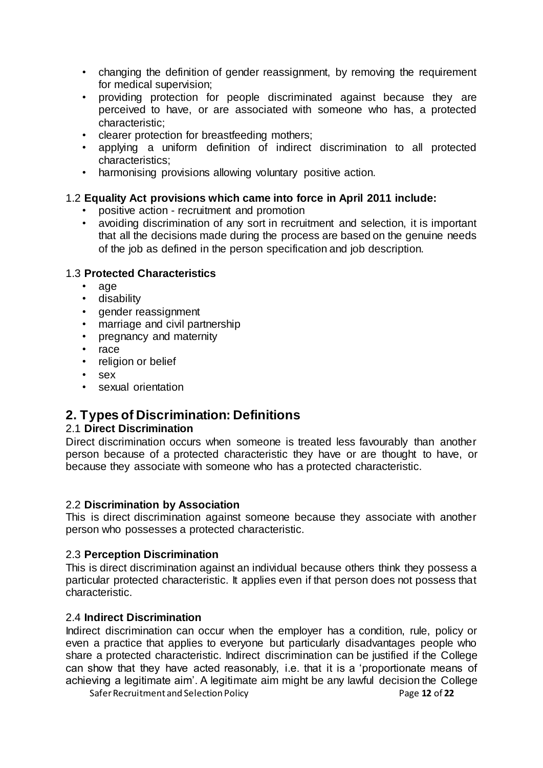- changing the definition of gender reassignment, by removing the requirement for medical supervision;
- providing protection for people discriminated against because they are perceived to have, or are associated with someone who has, a protected characteristic;
- clearer protection for breastfeeding mothers;
- applying a uniform definition of indirect discrimination to all protected characteristics;
- harmonising provisions allowing voluntary positive action.

### 1.2 **Equality Act provisions which came into force in April 2011 include:**

- positive action - recruitment and promotion
- avoiding discrimination of any sort in recruitment and selection, it is important that all the decisions made during the process are based on the genuine needs of the job as defined in the person specification and job description.

### 1.3 **Protected Characteristics**

- age
- disability
- gender reassignment
- marriage and civil partnership
- pregnancy and maternity
- race
- religion or belief
- sex
- sexual orientation

## 2. Types of Discrimination: Definitions

### 2.1 **Direct Discrimination**

Direct discrimination occurs when someone is treated less favourably than another person because of a protected characteristic they have or are thought to have, or because they associate with someone who has a protected characteristic.

### 2.2 **Discrimination by Association**

This is direct discrimination against someone because they associate with another person who possesses a protected characteristic.

### 2.3 **Perception Discrimination**

This is direct discrimination against an individual because others think they possess a particular protected characteristic. It applies even if that person does not possess that characteristic.

### 2.4 **Indirect Discrimination**

Indirect discrimination can occur when the employer has a condition, rule, policy or even a practice that applies to everyone but particularly disadvantages people who share a protected characteristic. Indirect discrimination can be justified if the College can show that they have acted reasonably, i.e. that it is a 'proportionate means of achieving a legitimate aim'. A legitimate aim might be any lawful decision the College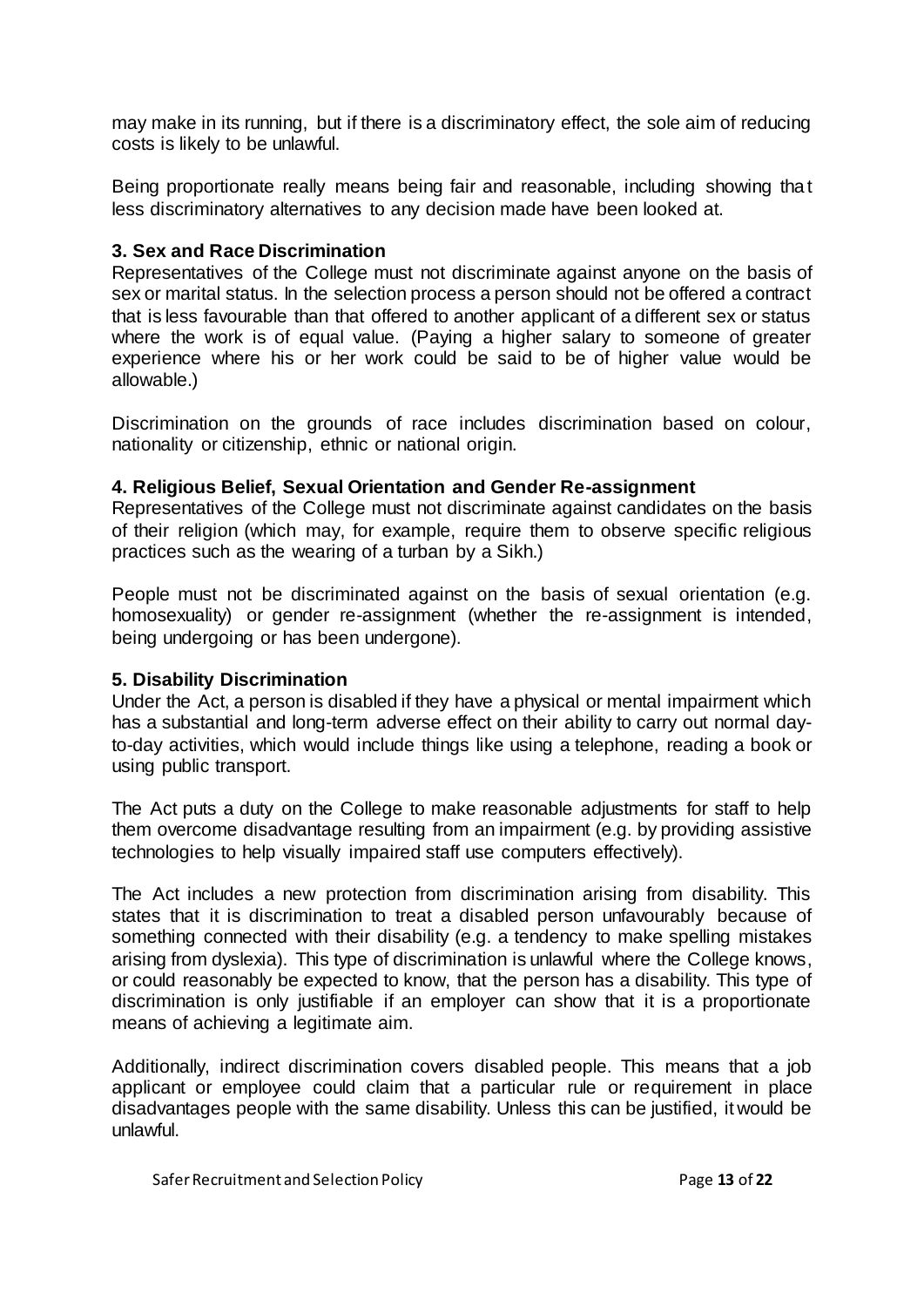may make in its running, but if there is a discriminatory effect, the sole aim of reducing costs is likely to be unlawful.

Being proportionate really means being fair and reasonable, including showing that less discriminatory alternatives to any decision made have been looked at.

**3. Sex and Race Discrimination**

Representatives of the College must not discriminate against anyone on the basis of sex or marital status. In the selection process a person should not be offered a contract that is less favourable than that offered to another applicant of a different sex or status where the work is of equal value. (Paying a higher salary to someone of greater experience where his or her work could be said to be of higher value would be allowable.)

Discrimination on the grounds of race includes discrimination based on colour, nationality or citizenship, ethnic or national origin.

**4. Religious Belief, Sexual Orientation and Gender Re-assignment**

Representatives of the College must not discriminate against candidates on the basis of their religion (which may, for example, require them to observe specific religious practices such as the wearing of a turban by a Sikh.)

People must not be discriminated against on the basis of sexual orientation (e.g. homosexuality) or gender re-assignment (whether the re-assignment is intended, being undergoing or has been undergone).

**5. Disability Discrimination**

Under the Act, a person is disabled if they have a physical or mental impairment which has a substantial and long-term adverse effect on their ability to carry out normal day-to-day activities, which would include things like using a telephone, reading a book or using public transport.

The Act puts a duty on the College to make reasonable adjustments for staff to help them overcome disadvantage resulting from an impairment (e.g. by providing assistive technologies to help visually impaired staff use computers effectively).

The Act includes a new protection from discrimination arising from disability. This states that it is discrimination to treat a disabled person unfavourably because of something connected with their disability (e.g. a tendency to make spelling mistakes arising from dyslexia). This type of discrimination is unlawful where the College knows, or could reasonably be expected to know, that the person has a disability. This type of discrimination is only justifiable if an employer can show that it is a proportionate means of achieving a legitimate aim.

Additionally, indirect discrimination covers disabled people. This means that a job applicant or employee could claim that a particular rule or requirement in place disadvantages people with the same disability. Unless this can be justified, it would be unlawful.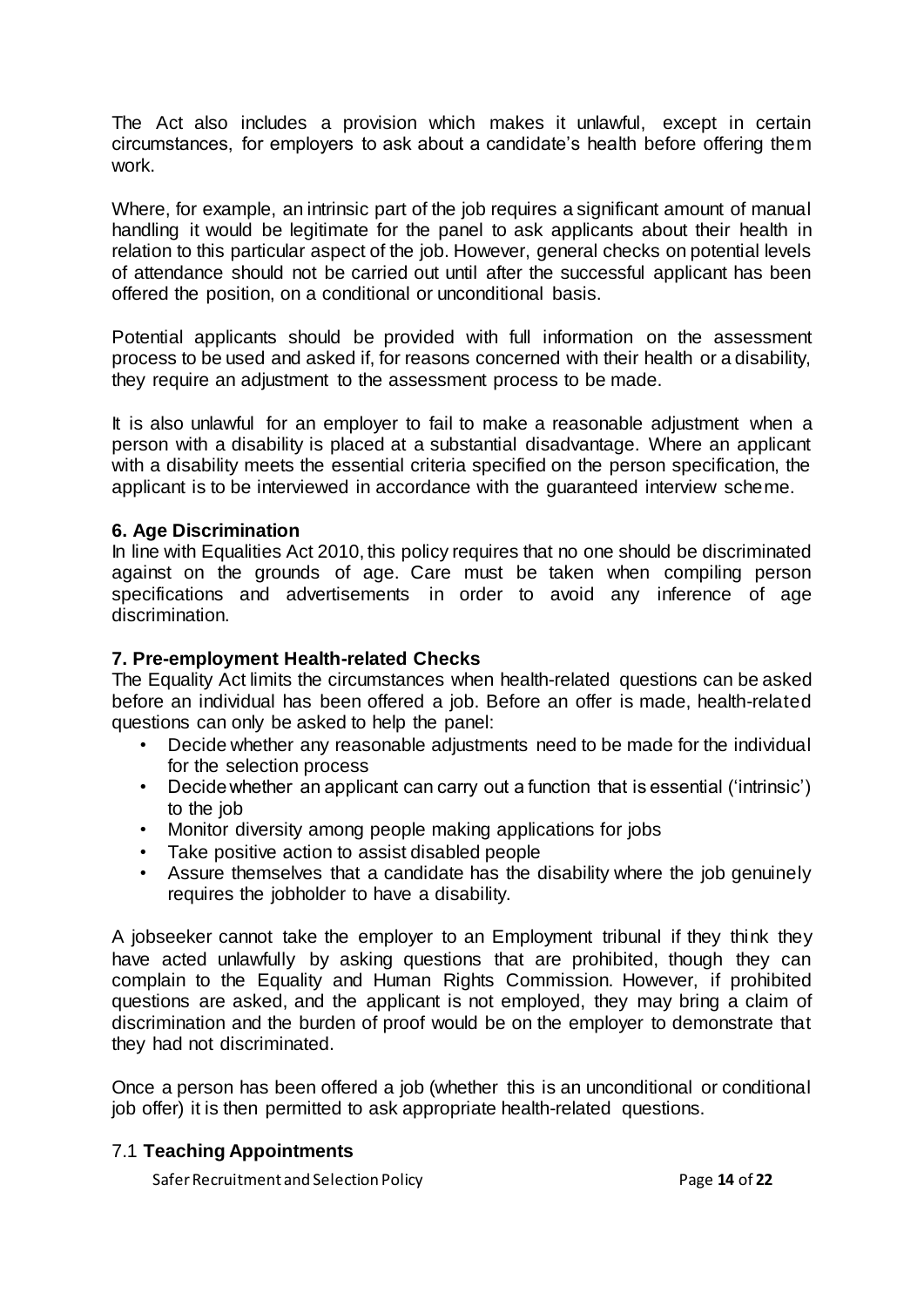The Act also includes a provision which makes it unlawful, except in certain circumstances, for employers to ask about a candidate's health before offering them work.

Where, for example, an intrinsic part of the job requires a significant amount of manual handling it would be legitimate for the panel to ask applicants about their health in relation to this particular aspect of the job. However, general checks on potential levels of attendance should not be carried out until after the successful applicant has been offered the position, on a conditional or unconditional basis.

Potential applicants should be provided with full information on the assessment process to be used and asked if, for reasons concerned with their health or a disability, they require an adjustment to the assessment process to be made.

It is also unlawful for an employer to fail to make a reasonable adjustment when a person with a disability is placed at a substantial disadvantage. Where an applicant with a disability meets the essential criteria specified on the person specification, the applicant is to be interviewed in accordance with the guaranteed interview scheme.

### 6. Age Discrimination

In line with Equalities Act 2010, this policy requires that no one should be discriminated against on the grounds of age. Care must be taken when compiling person specifications and advertisements in order to avoid any inference of age discrimination.

### 7. Pre-employment Health-related Checks

The Equality Act limits the circumstances when health-related questions can be asked before an individual has been offered a job. Before an offer is made, health-related questions can only be asked to help the panel:

- Decide whether any reasonable adjustments need to be made for the individual for the selection process
- Decide whether an applicant can carry out a function that is essential ('intrinsic') to the job
- Monitor diversity among people making applications for jobs
- Take positive action to assist disabled people
- Assure themselves that a candidate has the disability where the job genuinely requires the jobholder to have a disability.

A jobseeker cannot take the employer to an Employment tribunal if they think they have acted unlawfully by asking questions that are prohibited, though they can complain to the Equality and Human Rights Commission. However, if prohibited questions are asked, and the applicant is not employed, they may bring a claim of discrimination and the burden of proof would be on the employer to demonstrate that they had not discriminated.

Once a person has been offered a job (whether this is an unconditional or conditional job offer) it is then permitted to ask appropriate health-related questions.

#### 7.1 Teaching Appointments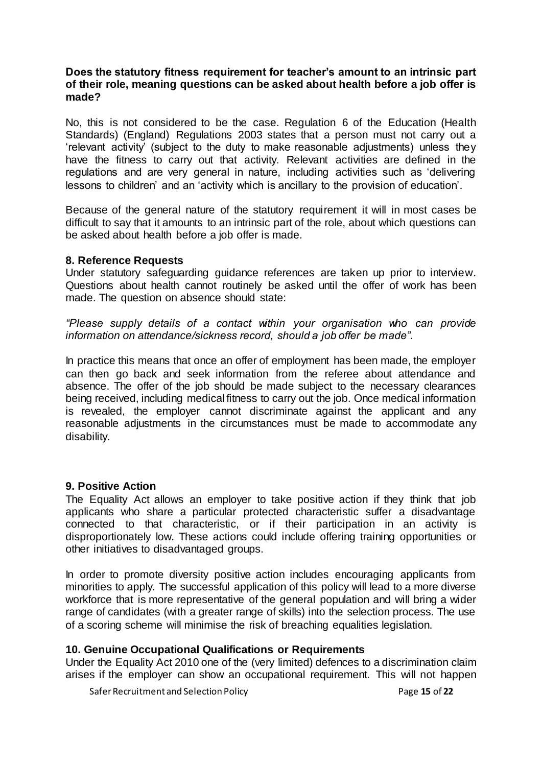**Does the statutory fitness requirement for teacher's amount to an intrinsic part of their role, meaning questions can be asked about health before a job offer is made?**

No, this is not considered to be the case. Regulation 6 of the Education (Health Standards) (England) Regulations 2003 states that a person must not carry out a 'relevant activity' (subject to the duty to make reasonable adjustments) unless they have the fitness to carry out that activity. Relevant activities are defined in the regulations and are very general in nature, including activities such as 'delivering lessons to children' and an 'activity which is ancillary to the provision of education'.

Because of the general nature of the statutory requirement it will in most cases be difficult to say that it amounts to an intrinsic part of the role, about which questions can be asked about health before a job offer is made.

## 8. Reference Requests

Under statutory safeguarding guidance references are taken up prior to interview. Questions about health cannot routinely be asked until the offer of work has been made. The question on absence should state:

*"Please supply details of a contact within your organisation who can provide information on attendance/sickness record, should a job offer be made".*

In practice this means that once an offer of employment has been made, the employer can then go back and seek information from the referee about attendance and absence. The offer of the job should be made subject to the necessary clearances being received, including medical fitness to carry out the job. Once medical information is revealed, the employer cannot discriminate against the applicant and any reasonable adjustments in the circumstances must be made to accommodate any disability.

## 9. Positive Action

The Equality Act allows an employer to take positive action if they think that job applicants who share a particular protected characteristic suffer a disadvantage connected to that characteristic, or if their participation in an activity is disproportionately low. These actions could include offering training opportunities or other initiatives to disadvantaged groups.

In order to promote diversity positive action includes encouraging applicants from minorities to apply. The successful application of this policy will lead to a more diverse workforce that is more representative of the general population and will bring a wider range of candidates (with a greater range of skills) into the selection process. The use of a scoring scheme will minimise the risk of breaching equalities legislation.

## 10. Genuine Occupational Qualifications or Requirements

Under the Equality Act 2010 one of the (very limited) defences to a discrimination claim arises if the employer can show an occupational requirement. This will not happen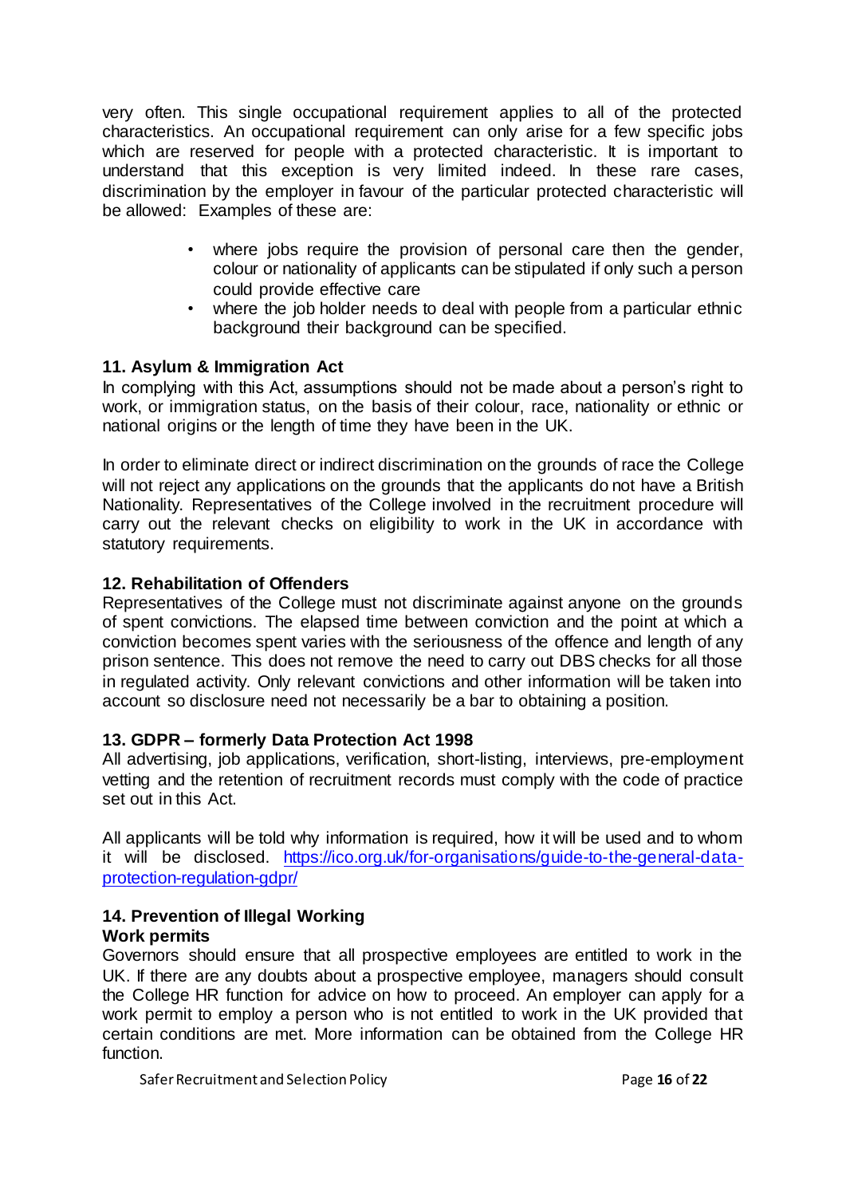very often. This single occupational requirement applies to all of the protected characteristics. An occupational requirement can only arise for a few specific jobs which are reserved for people with a protected characteristic. It is important to understand that this exception is very limited indeed. In these rare cases, discrimination by the employer in favour of the particular protected characteristic will be allowed: Examples of these are:

- where jobs require the provision of personal care then the gender, colour or nationality of applicants can be stipulated if only such a person could provide effective care
- where the job holder needs to deal with people from a particular ethnic background their background can be specified.

**11. Asylum & Immigration Act**

In complying with this Act, assumptions should not be made about a person's right to work, or immigration status, on the basis of their colour, race, nationality or ethnic or national origins or the length of time they have been in the UK.

In order to eliminate direct or indirect discrimination on the grounds of race the College will not reject any applications on the grounds that the applicants do not have a British Nationality. Representatives of the College involved in the recruitment procedure will carry out the relevant checks on eligibility to work in the UK in accordance with statutory requirements.

**12. Rehabilitation of Offenders**

Representatives of the College must not discriminate against anyone on the grounds of spent convictions. The elapsed time between conviction and the point at which a conviction becomes spent varies with the seriousness of the offence and length of any prison sentence. This does not remove the need to carry out DBS checks for all those in regulated activity. Only relevant convictions and other information will be taken into account so disclosure need not necessarily be a bar to obtaining a position.

**13. GDPR – formerly Data Protection Act 1998**

All advertising, job applications, verification, short-listing, interviews, pre-employment vetting and the retention of recruitment records must comply with the code of practice set out in this Act.

All applicants will be told why information is required, how it will be used and to whom it will be disclosed. https://ico.org.uk/for-organisations/guide-to-the-general-data-protection-regulation-gdpr/

**14. Prevention of Illegal Working**

**Work permits**

Governors should ensure that all prospective employees are entitled to work in the UK. If there are any doubts about a prospective employee, managers should consult the College HR function for advice on how to proceed. An employer can apply for a work permit to employ a person who is not entitled to work in the UK provided that certain conditions are met. More information can be obtained from the College HR function.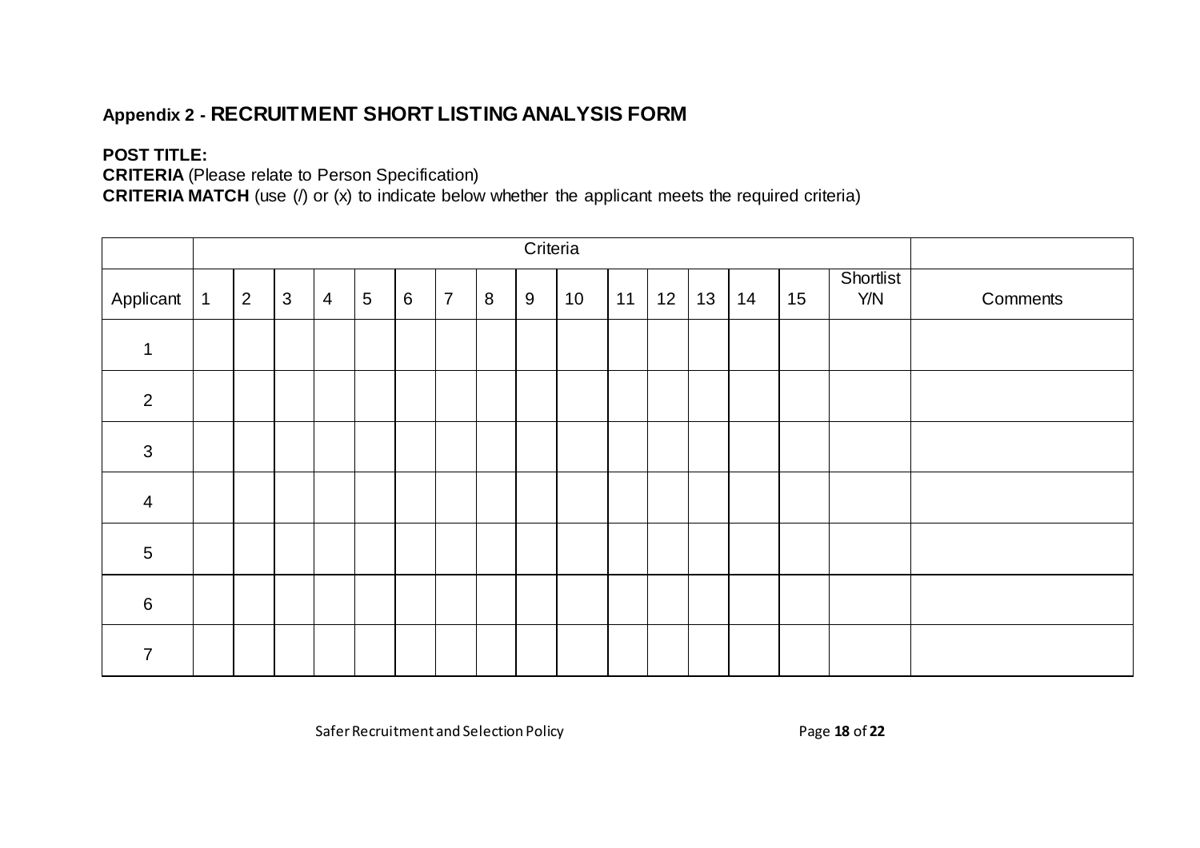## Appendix 2 - **RECRUITMENT SHORT LISTING ANALYSIS FORM**

**POST TITLE:**
**CRITERIA** (Please relate to Person Specification)
**CRITERIA MATCH** (use (/) or (x) to indicate below whether the applicant meets the required criteria)

| | Criteria | | | | | | | | | | | | | | | | |
|---|---|---|---|---|---|---|---|---|---|---|---|---|---|---|---|---|---|
| Applicant | 1 | 2 | 3 | 4 | 5 | 6 | 7 | 8 | 9 | 10 | 11 | 12 | 13 | 14 | 15 | Shortlist Y/N | Comments |
| 1 | | | | | | | | | | | | | | | | | |
| 2 | | | | | | | | | | | | | | | | | |
| 3 | | | | | | | | | | | | | | | | | |
| 4 | | | | | | | | | | | | | | | | | |
| 5 | | | | | | | | | | | | | | | | | |
| 6 | | | | | | | | | | | | | | | | | |
| 7 | | | | | | | | | | | | | | | | | |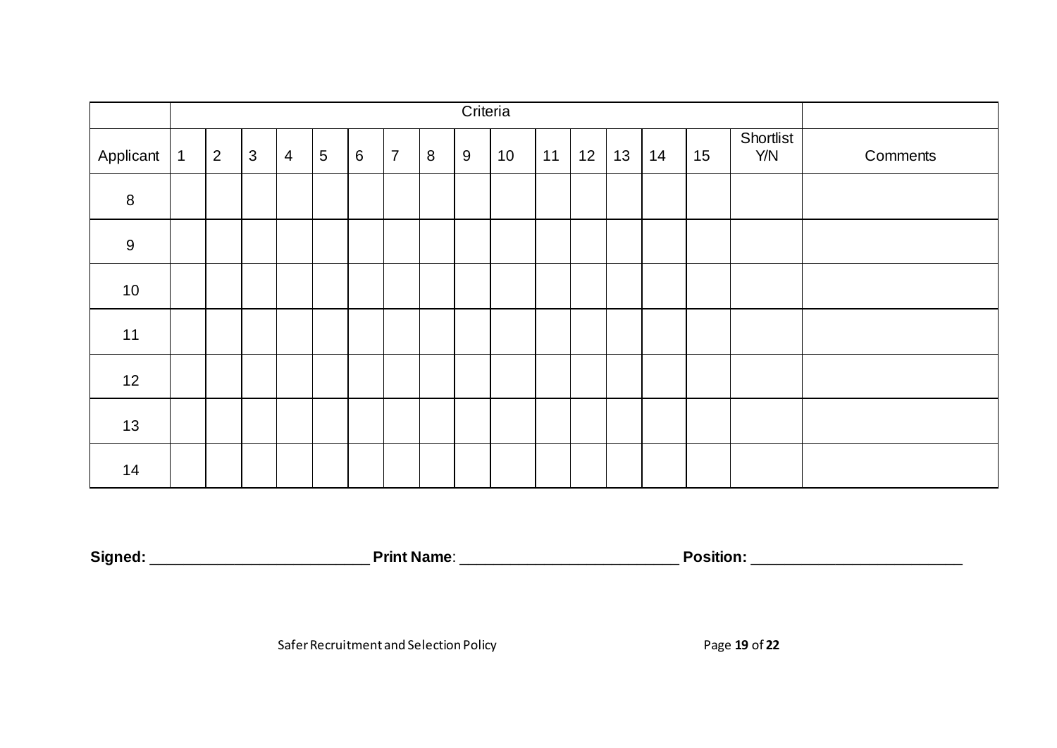| | Criteria | | | | | | | | | | | | | | | |
|---|---|---|---|---|---|---|---|---|---|---|---|---|---|---|---|---|
| Applicant | 1 | 2 | 3 | 4 | 5 | 6 | 7 | 8 | 9 | 10 | 11 | 12 | 13 | 14 | 15 | Shortlist Y/N | Comments |
| 8 | | | | | | | | | | | | | | | | | |
| 9 | | | | | | | | | | | | | | | | | |
| 10 | | | | | | | | | | | | | | | | | |
| 11 | | | | | | | | | | | | | | | | | |
| 12 | | | | | | | | | | | | | | | | | |
| 13 | | | | | | | | | | | | | | | | | |
| 14 | | | | | | | | | | | | | | | | | |

**Signed:** ___________________________ **Print Name**: ___________________________ **Position:** __________________________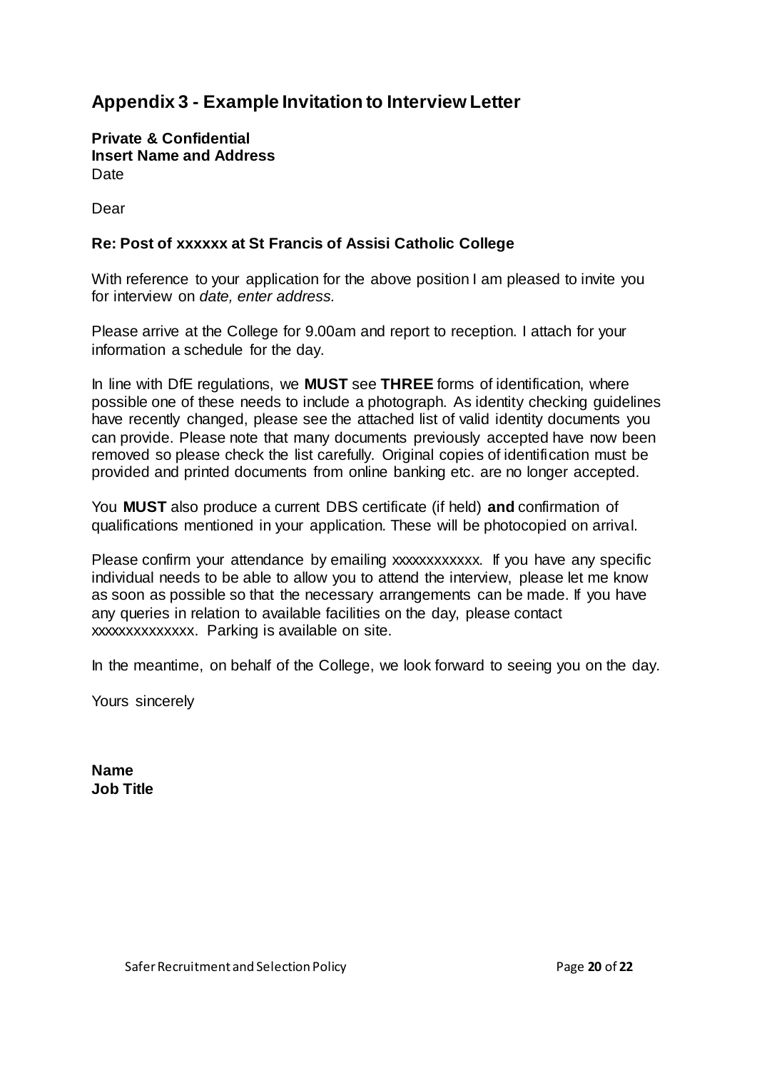## Appendix 3 - Example Invitation to Interview Letter

**Private & Confidential**
**Insert Name and Address**
Date

Dear

**Re: Post of xxxxxx at St Francis of Assisi Catholic College**

With reference to your application for the above position I am pleased to invite you for interview on *date, enter address.*

Please arrive at the College for 9.00am and report to reception. I attach for your information a schedule for the day.

In line with DfE regulations, we **MUST** see **THREE** forms of identification, where possible one of these needs to include a photograph. As identity checking guidelines have recently changed, please see the attached list of valid identity documents you can provide. Please note that many documents previously accepted have now been removed so please check the list carefully. Original copies of identification must be provided and printed documents from online banking etc. are no longer accepted.

You **MUST** also produce a current DBS certificate (if held) **and** confirmation of qualifications mentioned in your application. These will be photocopied on arrival.

Please confirm your attendance by emailing xxxxxxxxxxxx. If you have any specific individual needs to be able to allow you to attend the interview, please let me know as soon as possible so that the necessary arrangements can be made. If you have any queries in relation to available facilities on the day, please contact xxxxxxxxxxxxxx. Parking is available on site.

In the meantime, on behalf of the College, we look forward to seeing you on the day.

Yours sincerely

**Name**
**Job Title**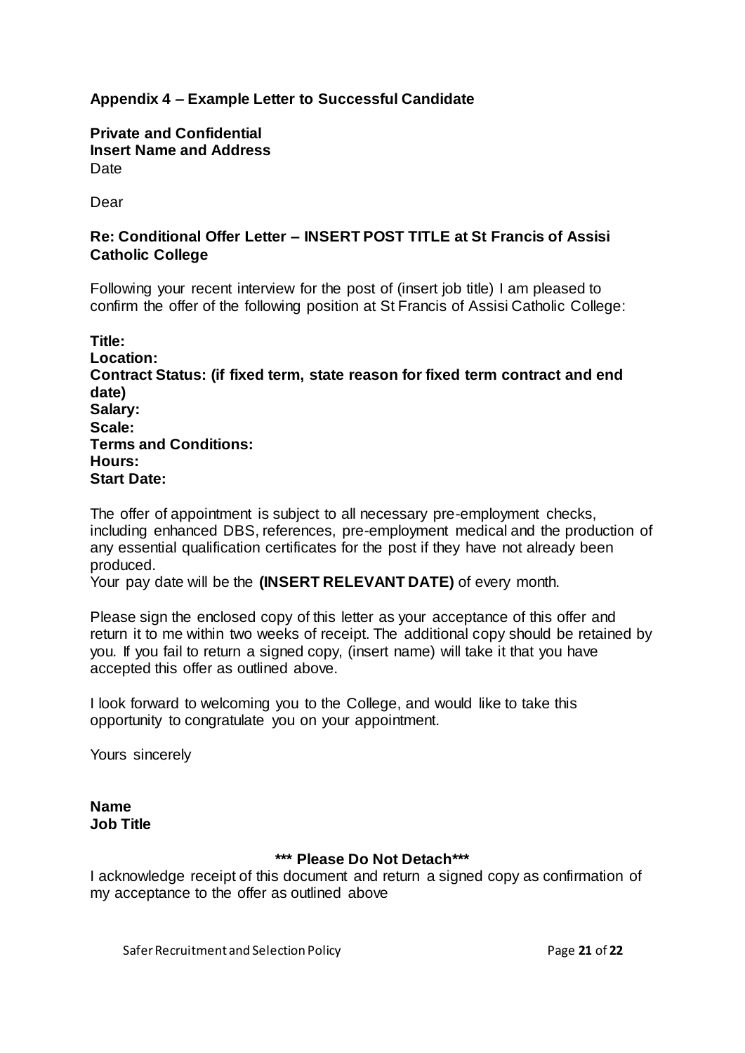## Appendix 4 – Example Letter to Successful Candidate

**Private and Confidential**
**Insert Name and Address**
Date

Dear

**Re: Conditional Offer Letter – INSERT POST TITLE at St Francis of Assisi Catholic College**

Following your recent interview for the post of (insert job title) I am pleased to confirm the offer of the following position at St Francis of Assisi Catholic College:

**Title:**
**Location:**
**Contract Status: (if fixed term, state reason for fixed term contract and end date)**
**Salary:**
**Scale:**
**Terms and Conditions:**
**Hours:**
**Start Date:**

The offer of appointment is subject to all necessary pre-employment checks, including enhanced DBS, references, pre-employment medical and the production of any essential qualification certificates for the post if they have not already been produced.
Your pay date will be the **(INSERT RELEVANT DATE)** of every month.

Please sign the enclosed copy of this letter as your acceptance of this offer and return it to me within two weeks of receipt. The additional copy should be retained by you. If you fail to return a signed copy, (insert name) will take it that you have accepted this offer as outlined above.

I look forward to welcoming you to the College, and would like to take this opportunity to congratulate you on your appointment.

Yours sincerely

**Name**
**Job Title**

**\*\*\* Please Do Not Detach\*\*\***

I acknowledge receipt of this document and return a signed copy as confirmation of my acceptance to the offer as outlined above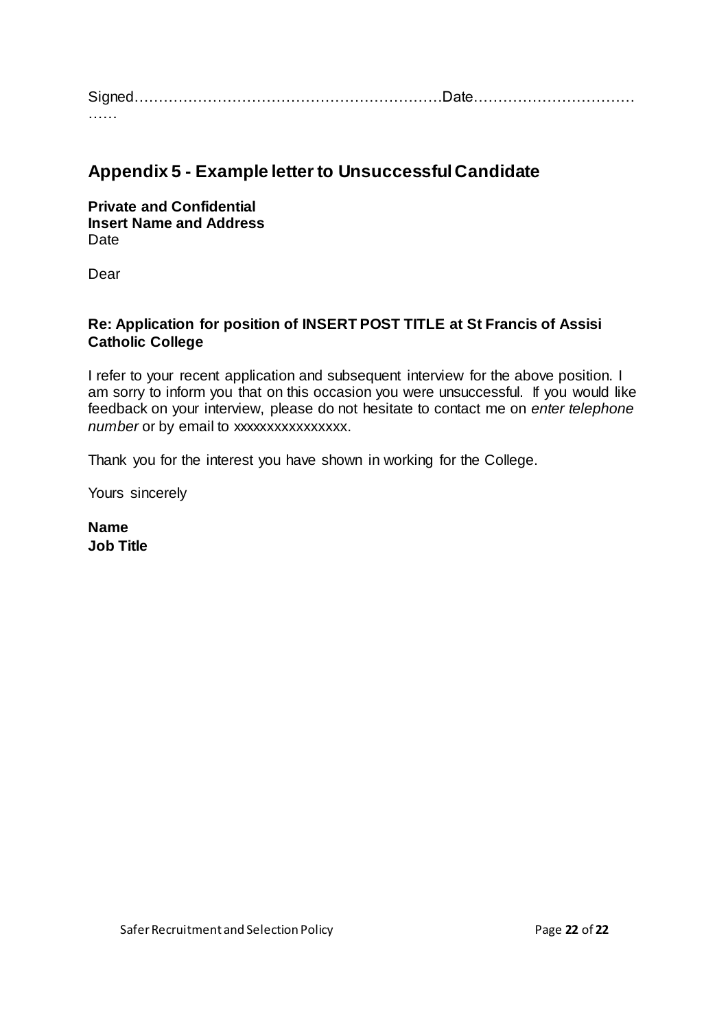Signed…………………………………………………………Date……………………………
……

## Appendix 5 - Example letter to Unsuccessful Candidate

**Private and Confidential**
**Insert Name and Address**
Date

Dear

**Re: Application for position of INSERT POST TITLE at St Francis of Assisi Catholic College**

I refer to your recent application and subsequent interview for the above position. I am sorry to inform you that on this occasion you were unsuccessful. If you would like feedback on your interview, please do not hesitate to contact me on *enter telephone number* or by email to xxxxxxxxxxxxxxxx.

Thank you for the interest you have shown in working for the College.

Yours sincerely

**Name**
**Job Title**